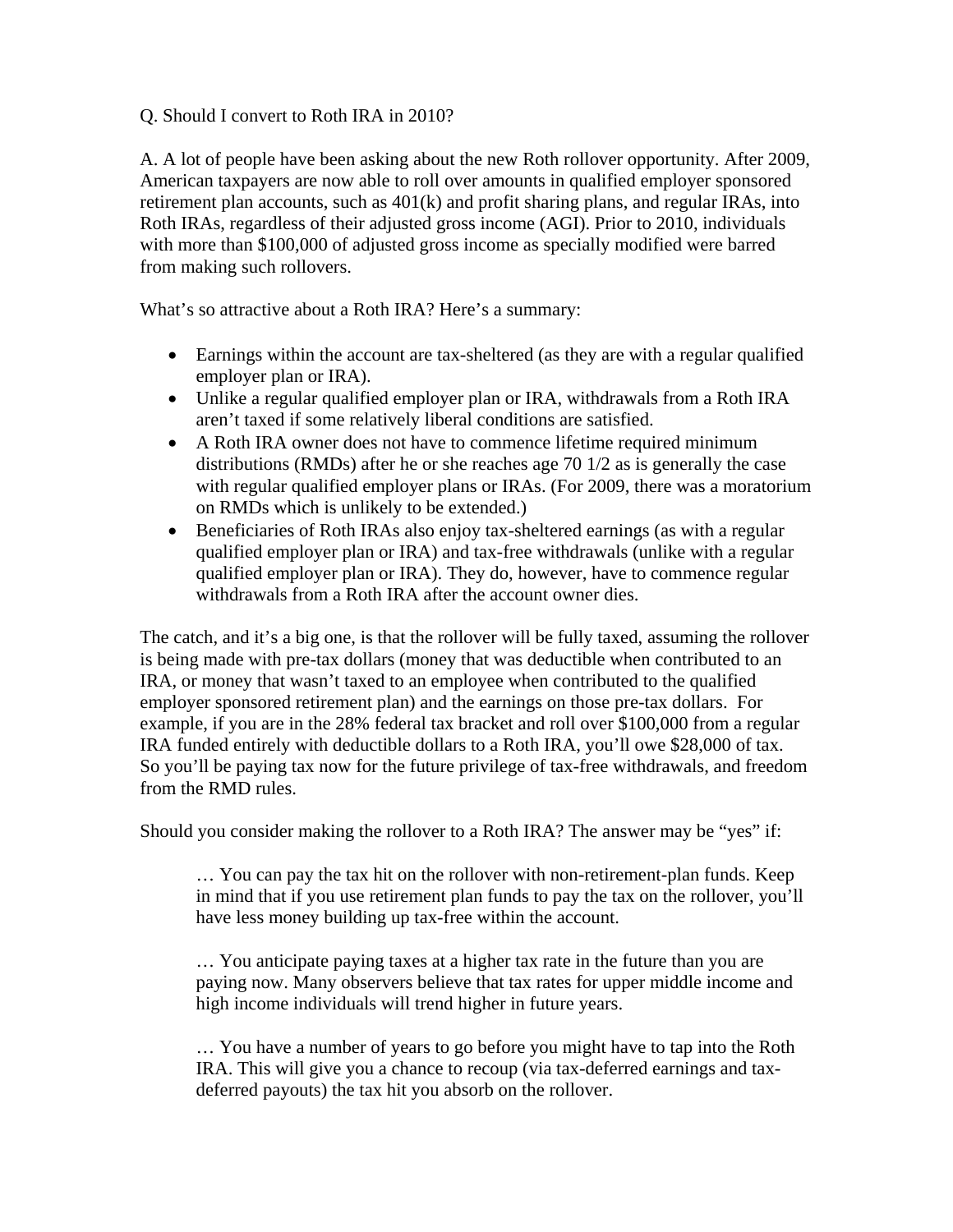Q. Should I convert to Roth IRA in 2010?

A. A lot of people have been asking about the new Roth rollover opportunity. After 2009, American taxpayers are now able to roll over amounts in qualified employer sponsored retirement plan accounts, such as 401(k) and profit sharing plans, and regular IRAs, into Roth IRAs, regardless of their adjusted gross income (AGI). Prior to 2010, individuals with more than $100,000 of adjusted gross income as specially modified were barred from making such rollovers.

What's so attractive about a Roth IRA? Here's a summary:

- Earnings within the account are tax-sheltered (as they are with a regular qualified employer plan or IRA).
- Unlike a regular qualified employer plan or IRA, withdrawals from a Roth IRA aren't taxed if some relatively liberal conditions are satisfied.
- A Roth IRA owner does not have to commence lifetime required minimum distributions (RMDs) after he or she reaches age 70 1/2 as is generally the case with regular qualified employer plans or IRAs. (For 2009, there was a moratorium on RMDs which is unlikely to be extended.)
- Beneficiaries of Roth IRAs also enjoy tax-sheltered earnings (as with a regular qualified employer plan or IRA) and tax-free withdrawals (unlike with a regular qualified employer plan or IRA). They do, however, have to commence regular withdrawals from a Roth IRA after the account owner dies.

The catch, and it's a big one, is that the rollover will be fully taxed, assuming the rollover is being made with pre-tax dollars (money that was deductible when contributed to an IRA, or money that wasn't taxed to an employee when contributed to the qualified employer sponsored retirement plan) and the earnings on those pre-tax dollars. For example, if you are in the 28% federal tax bracket and roll over $100,000 from a regular IRA funded entirely with deductible dollars to a Roth IRA, you'll owe $28,000 of tax. So you'll be paying tax now for the future privilege of tax-free withdrawals, and freedom from the RMD rules.

Should you consider making the rollover to a Roth IRA? The answer may be "yes" if:

> … You can pay the tax hit on the rollover with non-retirement-plan funds. Keep in mind that if you use retirement plan funds to pay the tax on the rollover, you'll have less money building up tax-free within the account.
>
> … You anticipate paying taxes at a higher tax rate in the future than you are paying now. Many observers believe that tax rates for upper middle income and high income individuals will trend higher in future years.
>
> … You have a number of years to go before you might have to tap into the Roth IRA. This will give you a chance to recoup (via tax-deferred earnings and tax-deferred payouts) the tax hit you absorb on the rollover.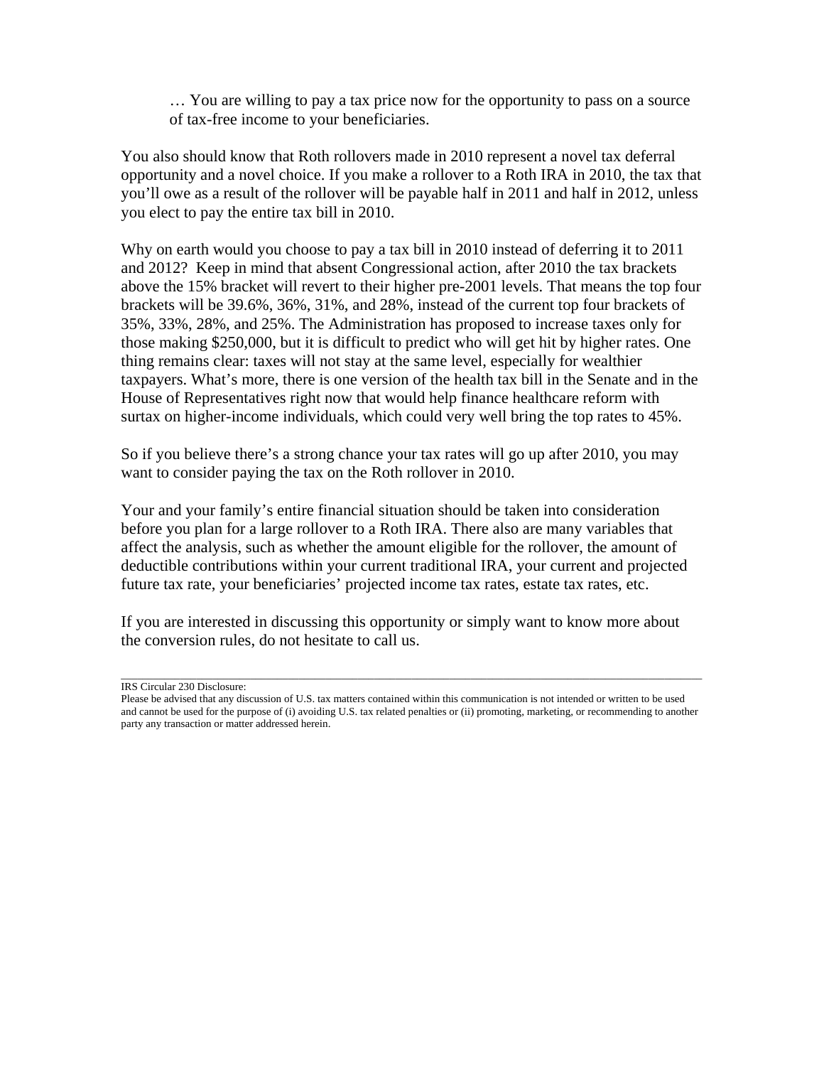> … You are willing to pay a tax price now for the opportunity to pass on a source of tax-free income to your beneficiaries.

You also should know that Roth rollovers made in 2010 represent a novel tax deferral opportunity and a novel choice. If you make a rollover to a Roth IRA in 2010, the tax that you'll owe as a result of the rollover will be payable half in 2011 and half in 2012, unless you elect to pay the entire tax bill in 2010.

Why on earth would you choose to pay a tax bill in 2010 instead of deferring it to 2011 and 2012? Keep in mind that absent Congressional action, after 2010 the tax brackets above the 15% bracket will revert to their higher pre-2001 levels. That means the top four brackets will be 39.6%, 36%, 31%, and 28%, instead of the current top four brackets of 35%, 33%, 28%, and 25%. The Administration has proposed to increase taxes only for those making $250,000, but it is difficult to predict who will get hit by higher rates. One thing remains clear: taxes will not stay at the same level, especially for wealthier taxpayers. What's more, there is one version of the health tax bill in the Senate and in the House of Representatives right now that would help finance healthcare reform with surtax on higher-income individuals, which could very well bring the top rates to 45%.

So if you believe there's a strong chance your tax rates will go up after 2010, you may want to consider paying the tax on the Roth rollover in 2010.

Your and your family's entire financial situation should be taken into consideration before you plan for a large rollover to a Roth IRA. There also are many variables that affect the analysis, such as whether the amount eligible for the rollover, the amount of deductible contributions within your current traditional IRA, your current and projected future tax rate, your beneficiaries' projected income tax rates, estate tax rates, etc.

If you are interested in discussing this opportunity or simply want to know more about the conversion rules, do not hesitate to call us.

---

IRS Circular 230 Disclosure:
Please be advised that any discussion of U.S. tax matters contained within this communication is not intended or written to be used and cannot be used for the purpose of (i) avoiding U.S. tax related penalties or (ii) promoting, marketing, or recommending to another party any transaction or matter addressed herein.